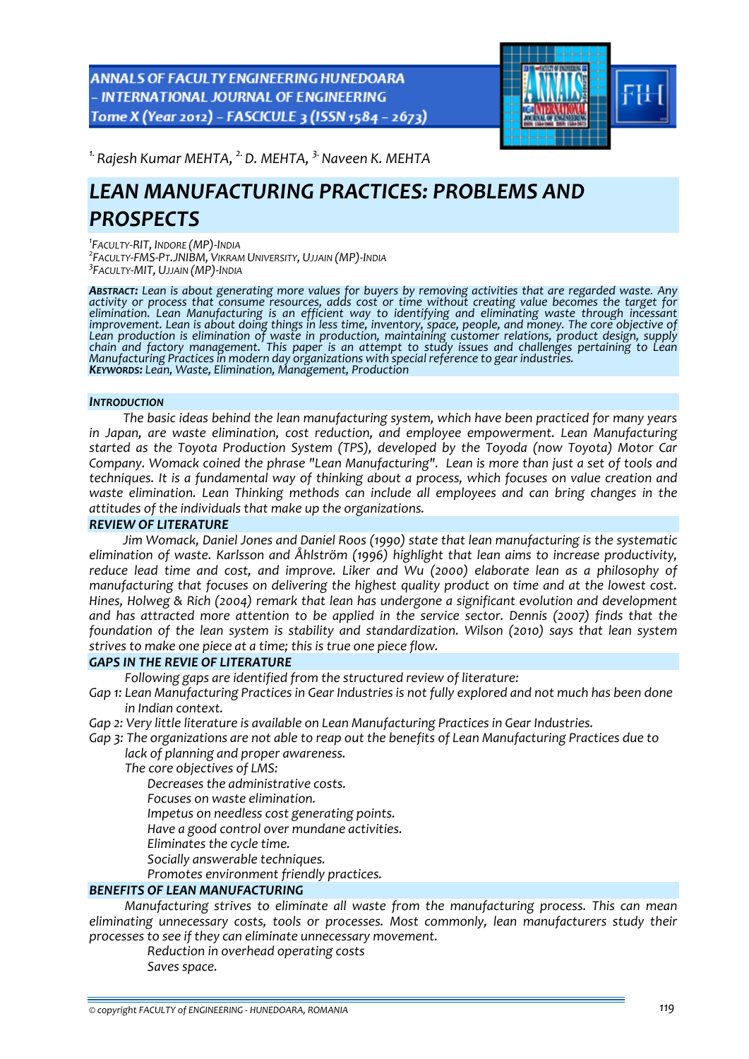[1.] Rajesh Kumar MEHTA, [2.] D. MEHTA, [3.] Naveen K. MEHTA

# LEAN MANUFACTURING PRACTICES: PROBLEMS AND PROSPECTS

[1]FACULTY-RIT, INDORE (MP)-INDIA
[2]FACULTY-FMS-PT.JNIBM, VIKRAM UNIVERSITY, UJJAIN (MP)-INDIA
[3]FACULTY-MIT, UJJAIN (MP)-INDIA

***ABSTRACT:*** *Lean is about generating more values for buyers by removing activities that are regarded waste. Any activity or process that consume resources, adds cost or time without creating value becomes the target for elimination. Lean Manufacturing is an efficient way to identifying and eliminating waste through incessant improvement. Lean is about doing things in less time, inventory, space, people, and money. The core objective of Lean production is elimination of waste in production, maintaining customer relations, product design, supply chain and factory management. This paper is an attempt to study issues and challenges pertaining to Lean Manufacturing Practices in modern day organizations with special reference to gear industries.*
***KEYWORDS:*** *Lean, Waste, Elimination, Management, Production*

## INTRODUCTION

*The basic ideas behind the lean manufacturing system, which have been practiced for many years in Japan, are waste elimination, cost reduction, and employee empowerment. Lean Manufacturing started as the Toyota Production System (TPS), developed by the Toyoda (now Toyota) Motor Car Company. Womack coined the phrase "Lean Manufacturing". Lean is more than just a set of tools and techniques. It is a fundamental way of thinking about a process, which focuses on value creation and waste elimination. Lean Thinking methods can include all employees and can bring changes in the attitudes of the individuals that make up the organizations.*

## REVIEW OF LITERATURE

*Jim Womack, Daniel Jones and Daniel Roos (1990) state that lean manufacturing is the systematic elimination of waste. Karlsson and Åhlström (1996) highlight that lean aims to increase productivity, reduce lead time and cost, and improve. Liker and Wu (2000) elaborate lean as a philosophy of manufacturing that focuses on delivering the highest quality product on time and at the lowest cost. Hines, Holweg & Rich (2004) remark that lean has undergone a significant evolution and development and has attracted more attention to be applied in the service sector. Dennis (2007) finds that the foundation of the lean system is stability and standardization. Wilson (2010) says that lean system strives to make one piece at a time; this is true one piece flow.*

## GAPS IN THE REVIE OF LITERATURE

*Following gaps are identified from the structured review of literature:*

*Gap 1: Lean Manufacturing Practices in Gear Industries is not fully explored and not much has been done in Indian context.*

*Gap 2: Very little literature is available on Lean Manufacturing Practices in Gear Industries.*

*Gap 3: The organizations are not able to reap out the benefits of Lean Manufacturing Practices due to lack of planning and proper awareness.*

*The core objectives of LMS:*

- *Decreases the administrative costs.*
- *Focuses on waste elimination.*
- *Impetus on needless cost generating points.*
- *Have a good control over mundane activities.*
- *Eliminates the cycle time.*
- *Socially answerable techniques.*
- *Promotes environment friendly practices.*

## BENEFITS OF LEAN MANUFACTURING

*Manufacturing strives to eliminate all waste from the manufacturing process. This can mean eliminating unnecessary costs, tools or processes. Most commonly, lean manufacturers study their processes to see if they can eliminate unnecessary movement.*

- *Reduction in overhead operating costs*
- *Saves space.*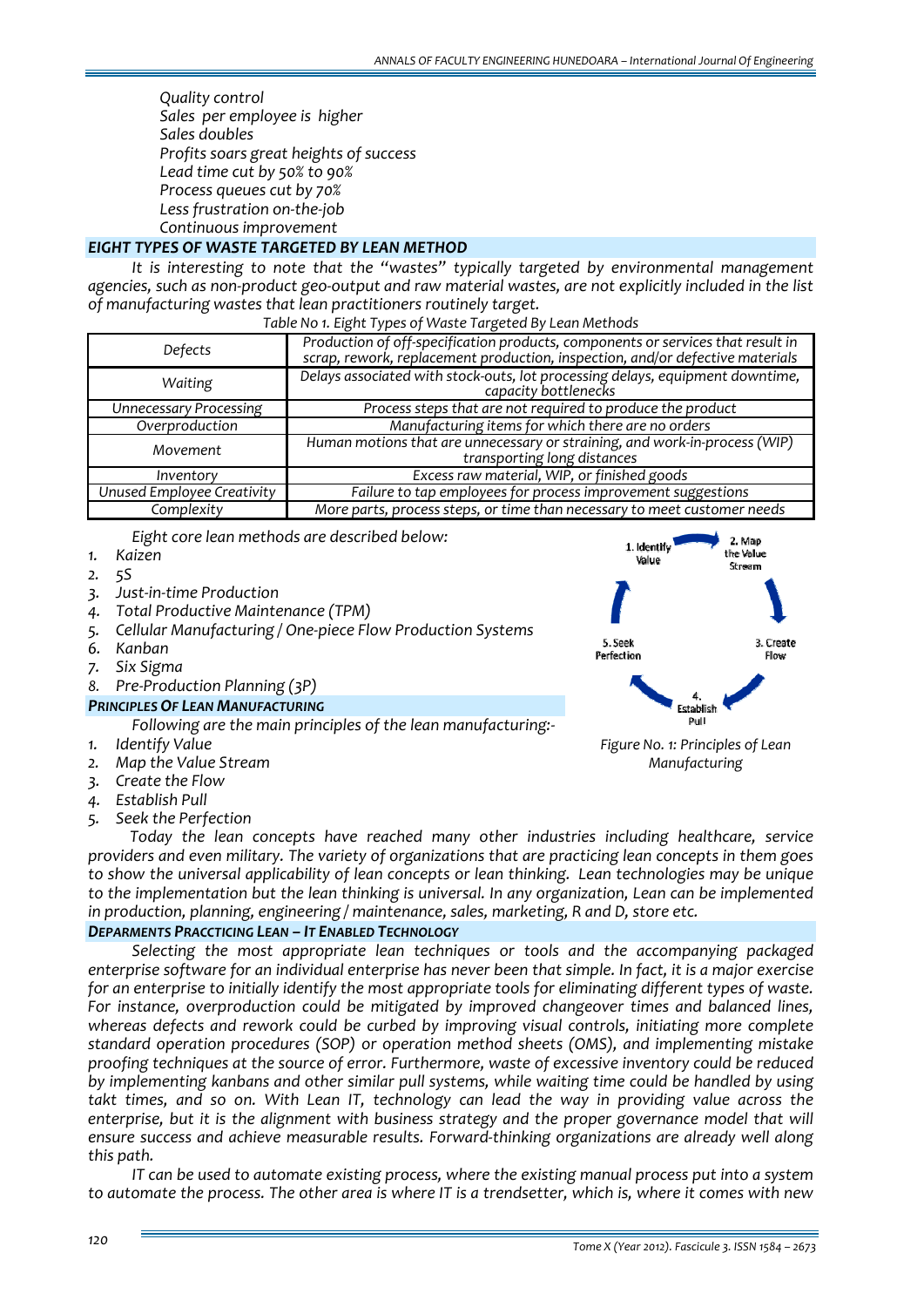*Quality control*
*Sales per employee is higher*
*Sales doubles*
*Profits soars great heights of success*
*Lead time cut by 50% to 90%*
*Process queues cut by 70%*
*Less frustration on-the-job*
*Continuous improvement*

## EIGHT TYPES OF WASTE TARGETED BY LEAN METHOD

*It is interesting to note that the "wastes" typically targeted by environmental management agencies, such as non-product geo-output and raw material wastes, are not explicitly included in the list of manufacturing wastes that lean practitioners routinely target.*

*Table No 1. Eight Types of Waste Targeted By Lean Methods*

| | |
|---|---|
| *Defects* | *Production of off-specification products, components or services that result in scrap, rework, replacement production, inspection, and/or defective materials* |
| *Waiting* | *Delays associated with stock-outs, lot processing delays, equipment downtime, capacity bottlenecks* |
| *Unnecessary Processing* | *Process steps that are not required to produce the product* |
| *Overproduction* | *Manufacturing items for which there are no orders* |
| *Movement* | *Human motions that are unnecessary or straining, and work-in-process (WIP) transporting long distances* |
| *Inventory* | *Excess raw material, WIP, or finished goods* |
| *Unused Employee Creativity* | *Failure to tap employees for process improvement suggestions* |
| *Complexity* | *More parts, process steps, or time than necessary to meet customer needs* |

*Eight core lean methods are described below:*

1. *Kaizen*
2. *5S*
3. *Just-in-time Production*
4. *Total Productive Maintenance (TPM)*
5. *Cellular Manufacturing / One-piece Flow Production Systems*
6. *Kanban*
7. *Six Sigma*
8. *Pre-Production Planning (3P)*

### PRINCIPLES OF LEAN MANUFACTURING

*Following are the main principles of the lean manufacturing:-*

1. *Identify Value*
2. *Map the Value Stream*
3. *Create the Flow*
4. *Establish Pull*
5. *Seek the Perfection*

*Figure No. 1: Principles of Lean Manufacturing*

*Today the lean concepts have reached many other industries including healthcare, service providers and even military. The variety of organizations that are practicing lean concepts in them goes to show the universal applicability of lean concepts or lean thinking. Lean technologies may be unique to the implementation but the lean thinking is universal. In any organization, Lean can be implemented in production, planning, engineering / maintenance, sales, marketing, R and D, store etc.*

### DEPARMENTS PRACCTICING LEAN – IT ENABLED TECHNOLOGY

*Selecting the most appropriate lean techniques or tools and the accompanying packaged enterprise software for an individual enterprise has never been that simple. In fact, it is a major exercise for an enterprise to initially identify the most appropriate tools for eliminating different types of waste. For instance, overproduction could be mitigated by improved changeover times and balanced lines, whereas defects and rework could be curbed by improving visual controls, initiating more complete standard operation procedures (SOP) or operation method sheets (OMS), and implementing mistake proofing techniques at the source of error. Furthermore, waste of excessive inventory could be reduced by implementing kanbans and other similar pull systems, while waiting time could be handled by using takt times, and so on. With Lean IT, technology can lead the way in providing value across the enterprise, but it is the alignment with business strategy and the proper governance model that will ensure success and achieve measurable results. Forward-thinking organizations are already well along this path.*

*IT can be used to automate existing process, where the existing manual process put into a system to automate the process. The other area is where IT is a trendsetter, which is, where it comes with new*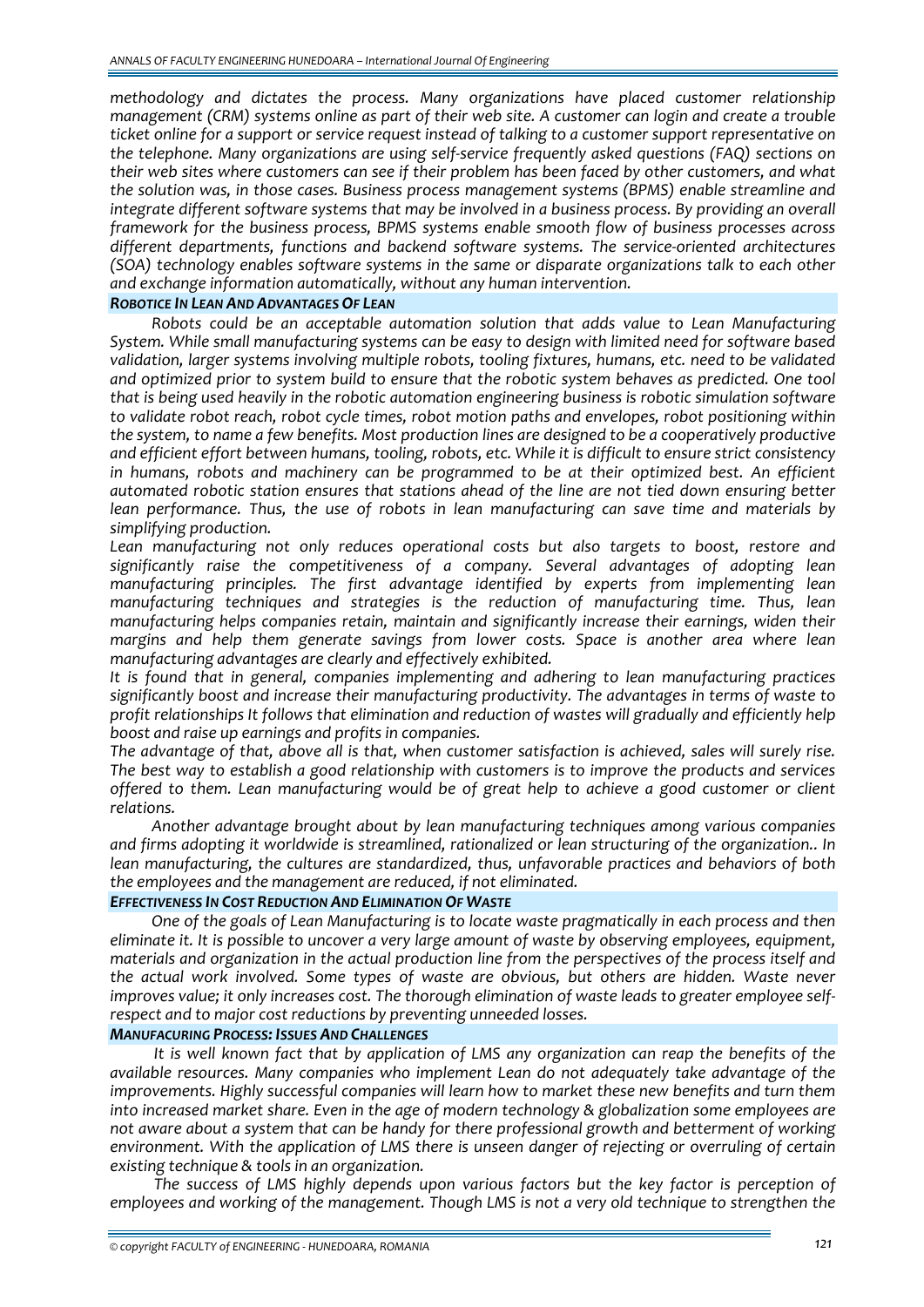*methodology and dictates the process. Many organizations have placed customer relationship management (CRM) systems online as part of their web site. A customer can login and create a trouble ticket online for a support or service request instead of talking to a customer support representative on the telephone. Many organizations are using self-service frequently asked questions (FAQ) sections on their web sites where customers can see if their problem has been faced by other customers, and what the solution was, in those cases. Business process management systems (BPMS) enable streamline and integrate different software systems that may be involved in a business process. By providing an overall framework for the business process, BPMS systems enable smooth flow of business processes across different departments, functions and backend software systems. The service-oriented architectures (SOA) technology enables software systems in the same or disparate organizations talk to each other and exchange information automatically, without any human intervention.*

### ROBOTICE IN LEAN AND ADVANTAGES OF LEAN

*Robots could be an acceptable automation solution that adds value to Lean Manufacturing System. While small manufacturing systems can be easy to design with limited need for software based validation, larger systems involving multiple robots, tooling fixtures, humans, etc. need to be validated and optimized prior to system build to ensure that the robotic system behaves as predicted. One tool that is being used heavily in the robotic automation engineering business is robotic simulation software to validate robot reach, robot cycle times, robot motion paths and envelopes, robot positioning within the system, to name a few benefits. Most production lines are designed to be a cooperatively productive and efficient effort between humans, tooling, robots, etc. While it is difficult to ensure strict consistency in humans, robots and machinery can be programmed to be at their optimized best. An efficient automated robotic station ensures that stations ahead of the line are not tied down ensuring better lean performance. Thus, the use of robots in lean manufacturing can save time and materials by simplifying production.*

*Lean manufacturing not only reduces operational costs but also targets to boost, restore and significantly raise the competitiveness of a company. Several advantages of adopting lean manufacturing principles. The first advantage identified by experts from implementing lean manufacturing techniques and strategies is the reduction of manufacturing time. Thus, lean manufacturing helps companies retain, maintain and significantly increase their earnings, widen their margins and help them generate savings from lower costs. Space is another area where lean manufacturing advantages are clearly and effectively exhibited.*

*It is found that in general, companies implementing and adhering to lean manufacturing practices significantly boost and increase their manufacturing productivity. The advantages in terms of waste to profit relationships It follows that elimination and reduction of wastes will gradually and efficiently help boost and raise up earnings and profits in companies.*

*The advantage of that, above all is that, when customer satisfaction is achieved, sales will surely rise. The best way to establish a good relationship with customers is to improve the products and services offered to them. Lean manufacturing would be of great help to achieve a good customer or client relations.*

*Another advantage brought about by lean manufacturing techniques among various companies and firms adopting it worldwide is streamlined, rationalized or lean structuring of the organization.. In lean manufacturing, the cultures are standardized, thus, unfavorable practices and behaviors of both the employees and the management are reduced, if not eliminated.*

### EFFECTIVENESS IN COST REDUCTION AND ELIMINATION OF WASTE

*One of the goals of Lean Manufacturing is to locate waste pragmatically in each process and then eliminate it. It is possible to uncover a very large amount of waste by observing employees, equipment, materials and organization in the actual production line from the perspectives of the process itself and the actual work involved. Some types of waste are obvious, but others are hidden. Waste never improves value; it only increases cost. The thorough elimination of waste leads to greater employee self-respect and to major cost reductions by preventing unneeded losses.*

### MANUFACURING PROCESS: ISSUES AND CHALLENGES

*It is well known fact that by application of LMS any organization can reap the benefits of the available resources. Many companies who implement Lean do not adequately take advantage of the improvements. Highly successful companies will learn how to market these new benefits and turn them into increased market share. Even in the age of modern technology & globalization some employees are not aware about a system that can be handy for there professional growth and betterment of working environment. With the application of LMS there is unseen danger of rejecting or overruling of certain existing technique & tools in an organization.*

*The success of LMS highly depends upon various factors but the key factor is perception of employees and working of the management. Though LMS is not a very old technique to strengthen the*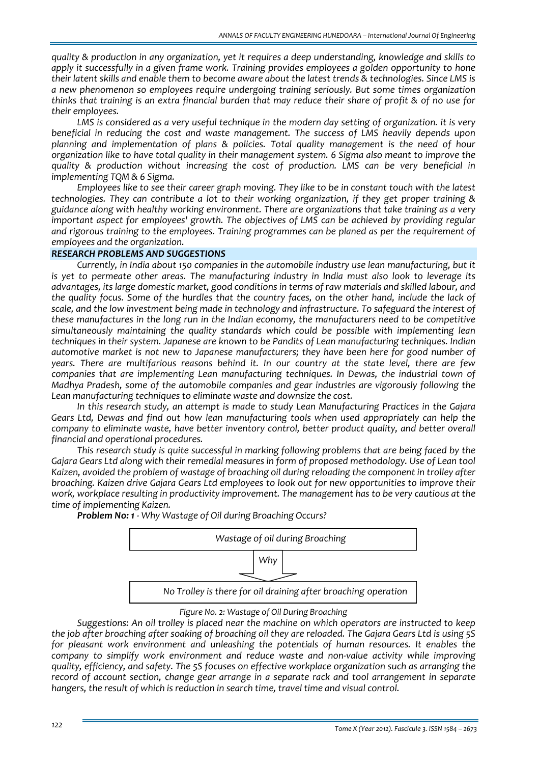*quality & production in any organization, yet it requires a deep understanding, knowledge and skills to apply it successfully in a given frame work. Training provides employees a golden opportunity to hone their latent skills and enable them to become aware about the latest trends & technologies. Since LMS is a new phenomenon so employees require undergoing training seriously. But some times organization thinks that training is an extra financial burden that may reduce their share of profit & of no use for their employees.*

*LMS is considered as a very useful technique in the modern day setting of organization. it is very beneficial in reducing the cost and waste management. The success of LMS heavily depends upon planning and implementation of plans & policies. Total quality management is the need of hour organization like to have total quality in their management system. 6 Sigma also meant to improve the quality & production without increasing the cost of production. LMS can be very beneficial in implementing TQM & 6 Sigma.*

*Employees like to see their career graph moving. They like to be in constant touch with the latest technologies. They can contribute a lot to their working organization, if they get proper training & guidance along with healthy working environment. There are organizations that take training as a very important aspect for employees' growth. The objectives of LMS can be achieved by providing regular and rigorous training to the employees. Training programmes can be planed as per the requirement of employees and the organization.*

### *RESEARCH PROBLEMS AND SUGGESTIONS*

*Currently, in India about 150 companies in the automobile industry use lean manufacturing, but it is yet to permeate other areas. The manufacturing industry in India must also look to leverage its advantages, its large domestic market, good conditions in terms of raw materials and skilled labour, and the quality focus. Some of the hurdles that the country faces, on the other hand, include the lack of scale, and the low investment being made in technology and infrastructure. To safeguard the interest of these manufactures in the long run in the Indian economy, the manufacturers need to be competitive simultaneously maintaining the quality standards which could be possible with implementing lean techniques in their system. Japanese are known to be Pandits of Lean manufacturing techniques. Indian automotive market is not new to Japanese manufacturers; they have been here for good number of years. There are multifarious reasons behind it. In our country at the state level, there are few companies that are implementing Lean manufacturing techniques. In Dewas, the industrial town of Madhya Pradesh, some of the automobile companies and gear industries are vigorously following the Lean manufacturing techniques to eliminate waste and downsize the cost.*

*In this research study, an attempt is made to study Lean Manufacturing Practices in the Gajara Gears Ltd, Dewas and find out how lean manufacturing tools when used appropriately can help the company to eliminate waste, have better inventory control, better product quality, and better overall financial and operational procedures.*

*This research study is quite successful in marking following problems that are being faced by the Gajara Gears Ltd along with their remedial measures in form of proposed methodology. Use of Lean tool Kaizen, avoided the problem of wastage of broaching oil during reloading the component in trolley after broaching. Kaizen drive Gajara Gears Ltd employees to look out for new opportunities to improve their work, workplace resulting in productivity improvement. The management has to be very cautious at the time of implementing Kaizen.*

***Problem No: 1** - Why Wastage of Oil during Broaching Occurs?*

*Wastage of oil during Broaching*

*Why*

*No Trolley is there for oil draining after broaching operation*

*Figure No. 2: Wastage of Oil During Broaching*

*Suggestions: An oil trolley is placed near the machine on which operators are instructed to keep the job after broaching after soaking of broaching oil they are reloaded. The Gajara Gears Ltd is using 5S for pleasant work environment and unleashing the potentials of human resources. It enables the company to simplify work environment and reduce waste and non-value activity while improving quality, efficiency, and safety. The 5S focuses on effective workplace organization such as arranging the record of account section, change gear arrange in a separate rack and tool arrangement in separate hangers, the result of which is reduction in search time, travel time and visual control.*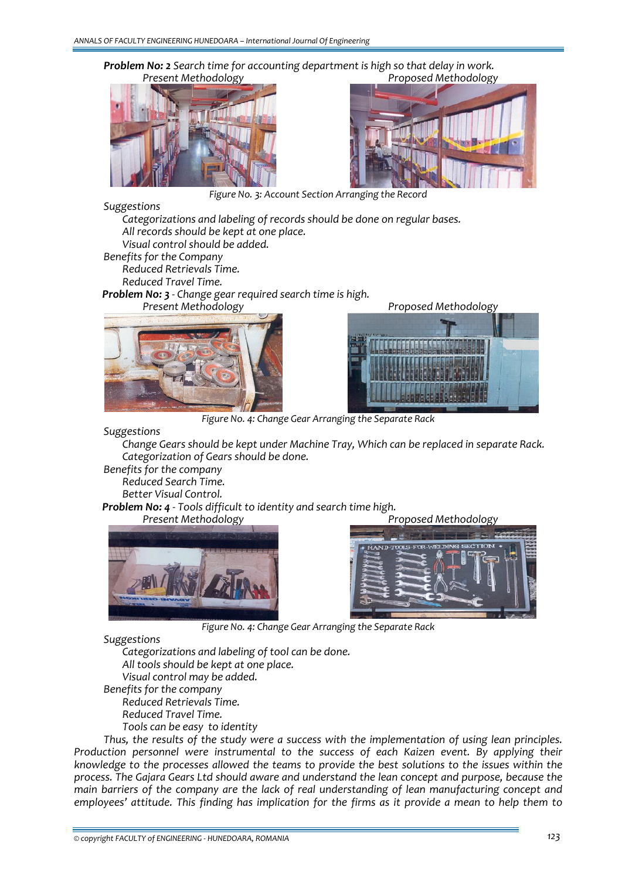**Problem No: 2** *Search time for accounting department is high so that delay in work.*

*Present Methodology* *Proposed Methodology*

*Figure No. 3: Account Section Arranging the Record*

*Suggestions*

*Categorizations and labeling of records should be done on regular bases.*
*All records should be kept at one place.*
*Visual control should be added.*

*Benefits for the Company*

*Reduced Retrievals Time.*
*Reduced Travel Time.*

**Problem No: 3** *- Change gear required search time is high.*

*Present Methodology* *Proposed Methodology*

*Figure No. 4: Change Gear Arranging the Separate Rack*

*Suggestions*

*Change Gears should be kept under Machine Tray, Which can be replaced in separate Rack.*
*Categorization of Gears should be done.*

*Benefits for the company*

*Reduced Search Time.*
*Better Visual Control.*

**Problem No: 4** *- Tools difficult to identity and search time high.*

*Present Methodology* *Proposed Methodology*

*Figure No. 4: Change Gear Arranging the Separate Rack*

*Suggestions*

*Categorizations and labeling of tool can be done.*
*All tools should be kept at one place.*
*Visual control may be added.*

*Benefits for the company*

*Reduced Retrievals Time.*
*Reduced Travel Time.*
*Tools can be easy to identity*

*Thus, the results of the study were a success with the implementation of using lean principles. Production personnel were instrumental to the success of each Kaizen event. By applying their knowledge to the processes allowed the teams to provide the best solutions to the issues within the process. The Gajara Gears Ltd should aware and understand the lean concept and purpose, because the main barriers of the company are the lack of real understanding of lean manufacturing concept and employees' attitude. This finding has implication for the firms as it provide a mean to help them to*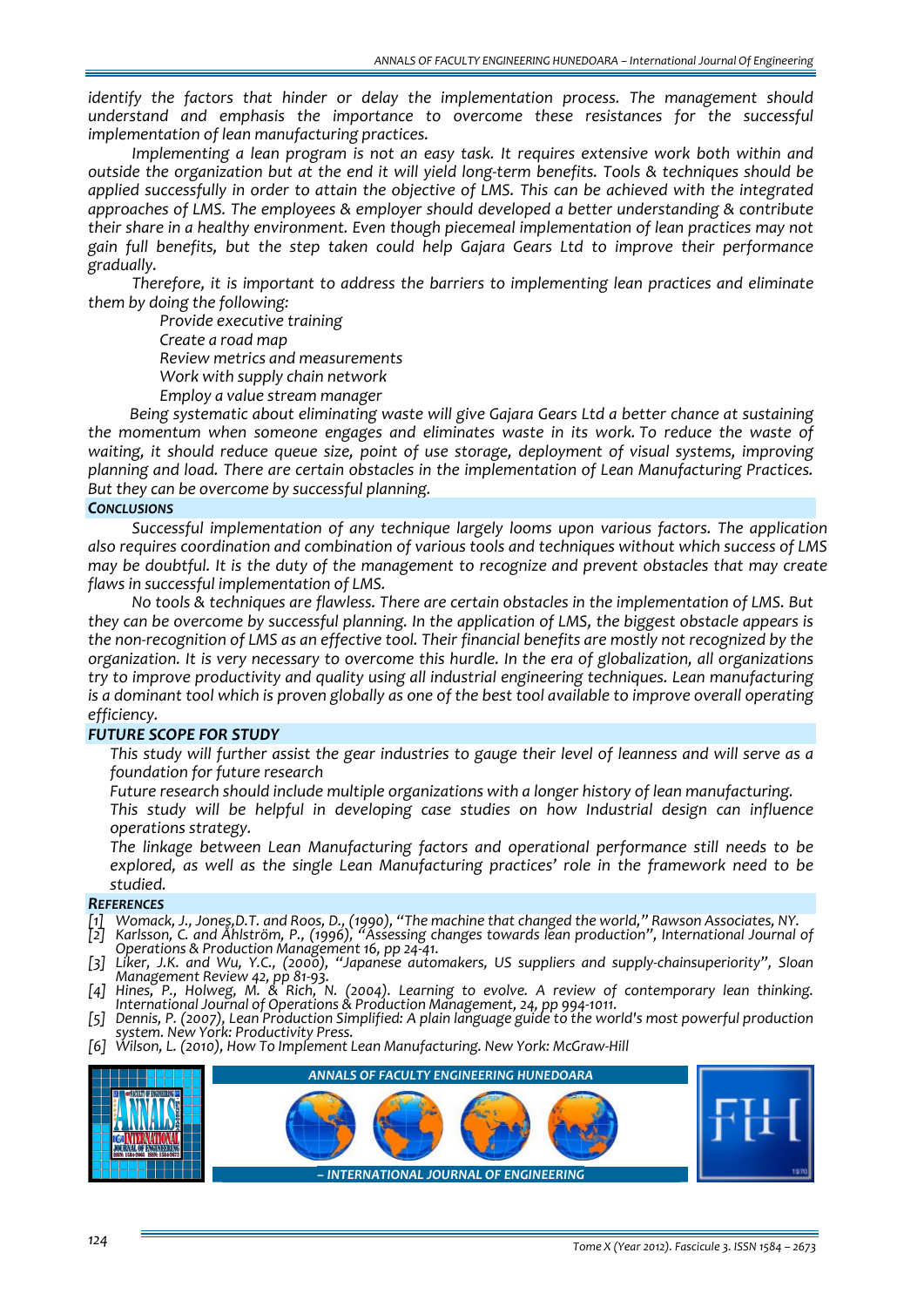*identify the factors that hinder or delay the implementation process. The management should understand and emphasis the importance to overcome these resistances for the successful implementation of lean manufacturing practices.*

*Implementing a lean program is not an easy task. It requires extensive work both within and outside the organization but at the end it will yield long-term benefits. Tools & techniques should be applied successfully in order to attain the objective of LMS. This can be achieved with the integrated approaches of LMS. The employees & employer should developed a better understanding & contribute their share in a healthy environment. Even though piecemeal implementation of lean practices may not gain full benefits, but the step taken could help Gajara Gears Ltd to improve their performance gradually.*

*Therefore, it is important to address the barriers to implementing lean practices and eliminate them by doing the following:*

- *Provide executive training*
- *Create a road map*
- *Review metrics and measurements*
- *Work with supply chain network*
- *Employ a value stream manager*

*Being systematic about eliminating waste will give Gajara Gears Ltd a better chance at sustaining the momentum when someone engages and eliminates waste in its work. To reduce the waste of waiting, it should reduce queue size, point of use storage, deployment of visual systems, improving planning and load. There are certain obstacles in the implementation of Lean Manufacturing Practices. But they can be overcome by successful planning.*

## CONCLUSIONS

*Successful implementation of any technique largely looms upon various factors. The application also requires coordination and combination of various tools and techniques without which success of LMS may be doubtful. It is the duty of the management to recognize and prevent obstacles that may create flaws in successful implementation of LMS.*

*No tools & techniques are flawless. There are certain obstacles in the implementation of LMS. But they can be overcome by successful planning. In the application of LMS, the biggest obstacle appears is the non-recognition of LMS as an effective tool. Their financial benefits are mostly not recognized by the organization. It is very necessary to overcome this hurdle. In the era of globalization, all organizations try to improve productivity and quality using all industrial engineering techniques. Lean manufacturing is a dominant tool which is proven globally as one of the best tool available to improve overall operating efficiency.*

## FUTURE SCOPE FOR STUDY

*This study will further assist the gear industries to gauge their level of leanness and will serve as a foundation for future research*

*Future research should include multiple organizations with a longer history of lean manufacturing.*

*This study will be helpful in developing case studies on how Industrial design can influence operations strategy.*

*The linkage between Lean Manufacturing factors and operational performance still needs to be explored, as well as the single Lean Manufacturing practices' role in the framework need to be studied.*

## REFERENCES

[1] Womack, J., Jones,D.T. and Roos, D., (1990), "The machine that changed the world," Rawson Associates, NY.
[2] Karlsson, C. and Åhlström, P., (1996), "Assessing changes towards lean production", International Journal of Operations & Production Management 16, pp 24-41.
[3] Liker, J.K. and Wu, Y.C., (2000), "Japanese automakers, US suppliers and supply-chainsuperiority", Sloan Management Review 42, pp 81-93.
[4] Hines, P., Holweg, M. & Rich, N. (2004). Learning to evolve. A review of contemporary lean thinking. International Journal of Operations & Production Management, 24, pp 994-1011.
[5] Dennis, P. (2007), Lean Production Simplified: A plain language guide to the world's most powerful production system. New York: Productivity Press.
[6] Wilson, L. (2010), How To Implement Lean Manufacturing. New York: McGraw-Hill